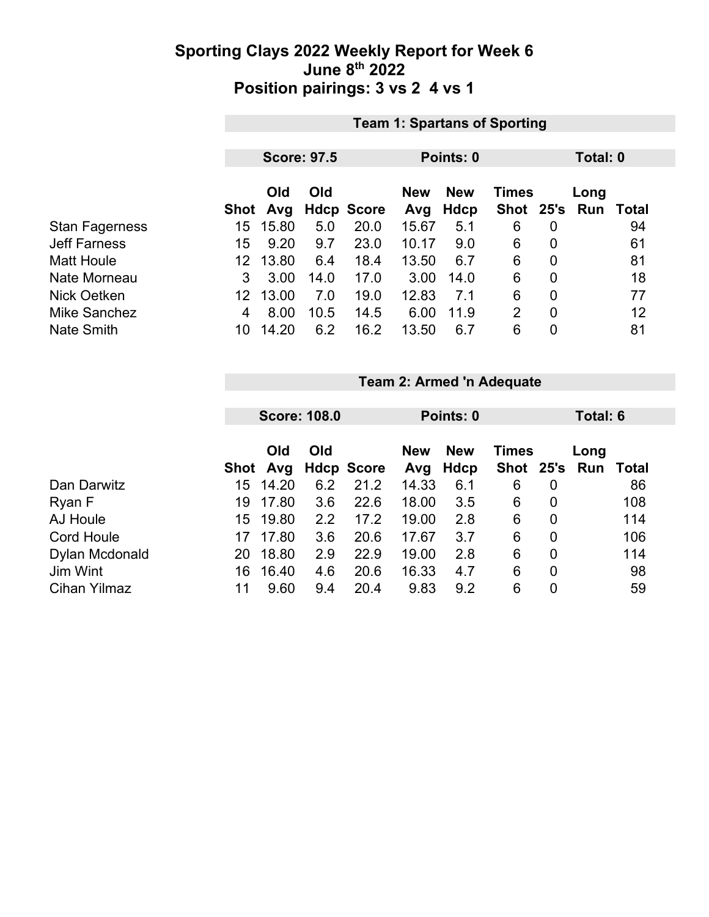# Sporting Clays 2022 Weekly Report for Week 6
## June 8th 2022
## Position pairings: 3 vs 2 4 vs 1

### Team 1: Spartans of Sporting

**Score: 97.5** | **Points: 0** | **Total: 0**

| | Shot | Old Avg | Old Hdcp | Score | New Avg | New Hdcp | Times Shot | 25's | Long Run | Total |
|---|---|---|---|---|---|---|---|---|---|---|
| Stan Fagerness | 15 | 15.80 | 5.0 | 20.0 | 15.67 | 5.1 | 6 | 0 | | 94 |
| Jeff Farness | 15 | 9.20 | 9.7 | 23.0 | 10.17 | 9.0 | 6 | 0 | | 61 |
| Matt Houle | 12 | 13.80 | 6.4 | 18.4 | 13.50 | 6.7 | 6 | 0 | | 81 |
| Nate Morneau | 3 | 3.00 | 14.0 | 17.0 | 3.00 | 14.0 | 6 | 0 | | 18 |
| Nick Oetken | 12 | 13.00 | 7.0 | 19.0 | 12.83 | 7.1 | 6 | 0 | | 77 |
| Mike Sanchez | 4 | 8.00 | 10.5 | 14.5 | 6.00 | 11.9 | 2 | 0 | | 12 |
| Nate Smith | 10 | 14.20 | 6.2 | 16.2 | 13.50 | 6.7 | 6 | 0 | | 81 |

### Team 2: Armed 'n Adequate

**Score: 108.0** | **Points: 0** | **Total: 6**

| | Shot | Old Avg | Old Hdcp | Score | New Avg | New Hdcp | Times Shot | 25's | Long Run | Total |
|---|---|---|---|---|---|---|---|---|---|---|
| Dan Darwitz | 15 | 14.20 | 6.2 | 21.2 | 14.33 | 6.1 | 6 | 0 | | 86 |
| Ryan F | 19 | 17.80 | 3.6 | 22.6 | 18.00 | 3.5 | 6 | 0 | | 108 |
| AJ Houle | 15 | 19.80 | 2.2 | 17.2 | 19.00 | 2.8 | 6 | 0 | | 114 |
| Cord Houle | 17 | 17.80 | 3.6 | 20.6 | 17.67 | 3.7 | 6 | 0 | | 106 |
| Dylan Mcdonald | 20 | 18.80 | 2.9 | 22.9 | 19.00 | 2.8 | 6 | 0 | | 114 |
| Jim Wint | 16 | 16.40 | 4.6 | 20.6 | 16.33 | 4.7 | 6 | 0 | | 98 |
| Cihan Yilmaz | 11 | 9.60 | 9.4 | 20.4 | 9.83 | 9.2 | 6 | 0 | | 59 |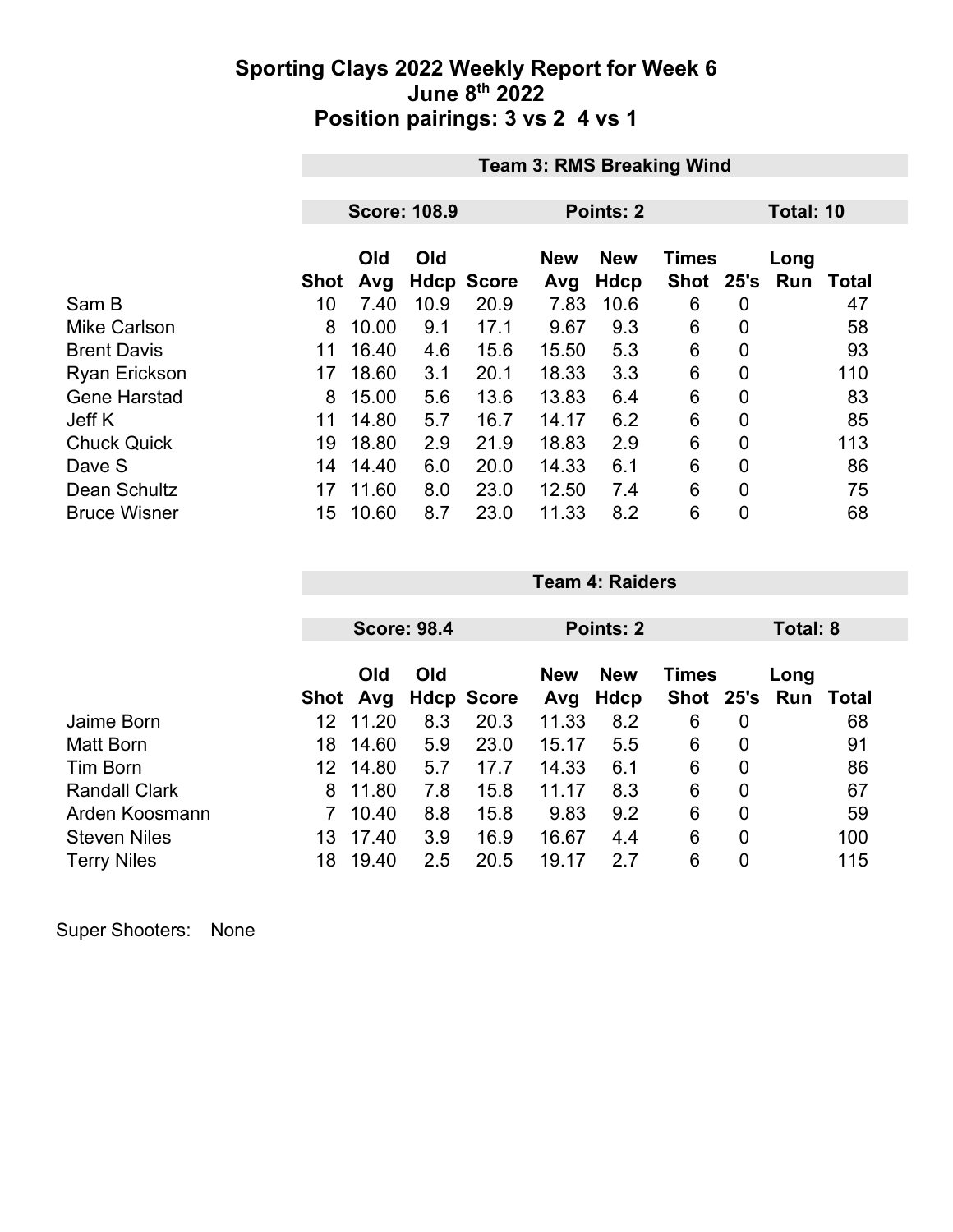# Sporting Clays 2022 Weekly Report for Week 6
## June 8th 2022
## Position pairings: 3 vs 2  4 vs 1

**Team 3: RMS Breaking Wind**

**Score: 108.9** | **Points: 2** | **Total: 10**

| | Shot | Old Avg | Old Hdcp | Score | New Avg | New Hdcp | Times Shot | 25's | Long Run | Total |
|---|---|---|---|---|---|---|---|---|---|---|
| Sam B | 10 | 7.40 | 10.9 | 20.9 | 7.83 | 10.6 | 6 | 0 | | 47 |
| Mike Carlson | 8 | 10.00 | 9.1 | 17.1 | 9.67 | 9.3 | 6 | 0 | | 58 |
| Brent Davis | 11 | 16.40 | 4.6 | 15.6 | 15.50 | 5.3 | 6 | 0 | | 93 |
| Ryan Erickson | 17 | 18.60 | 3.1 | 20.1 | 18.33 | 3.3 | 6 | 0 | | 110 |
| Gene Harstad | 8 | 15.00 | 5.6 | 13.6 | 13.83 | 6.4 | 6 | 0 | | 83 |
| Jeff K | 11 | 14.80 | 5.7 | 16.7 | 14.17 | 6.2 | 6 | 0 | | 85 |
| Chuck Quick | 19 | 18.80 | 2.9 | 21.9 | 18.83 | 2.9 | 6 | 0 | | 113 |
| Dave S | 14 | 14.40 | 6.0 | 20.0 | 14.33 | 6.1 | 6 | 0 | | 86 |
| Dean Schultz | 17 | 11.60 | 8.0 | 23.0 | 12.50 | 7.4 | 6 | 0 | | 75 |
| Bruce Wisner | 15 | 10.60 | 8.7 | 23.0 | 11.33 | 8.2 | 6 | 0 | | 68 |

**Team 4: Raiders**

**Score: 98.4** | **Points: 2** | **Total: 8**

| | Shot | Old Avg | Old Hdcp | Score | New Avg | New Hdcp | Times Shot | 25's | Long Run | Total |
|---|---|---|---|---|---|---|---|---|---|---|
| Jaime Born | 12 | 11.20 | 8.3 | 20.3 | 11.33 | 8.2 | 6 | 0 | | 68 |
| Matt Born | 18 | 14.60 | 5.9 | 23.0 | 15.17 | 5.5 | 6 | 0 | | 91 |
| Tim Born | 12 | 14.80 | 5.7 | 17.7 | 14.33 | 6.1 | 6 | 0 | | 86 |
| Randall Clark | 8 | 11.80 | 7.8 | 15.8 | 11.17 | 8.3 | 6 | 0 | | 67 |
| Arden Koosmann | 7 | 10.40 | 8.8 | 15.8 | 9.83 | 9.2 | 6 | 0 | | 59 |
| Steven Niles | 13 | 17.40 | 3.9 | 16.9 | 16.67 | 4.4 | 6 | 0 | | 100 |
| Terry Niles | 18 | 19.40 | 2.5 | 20.5 | 19.17 | 2.7 | 6 | 0 | | 115 |

Super Shooters: None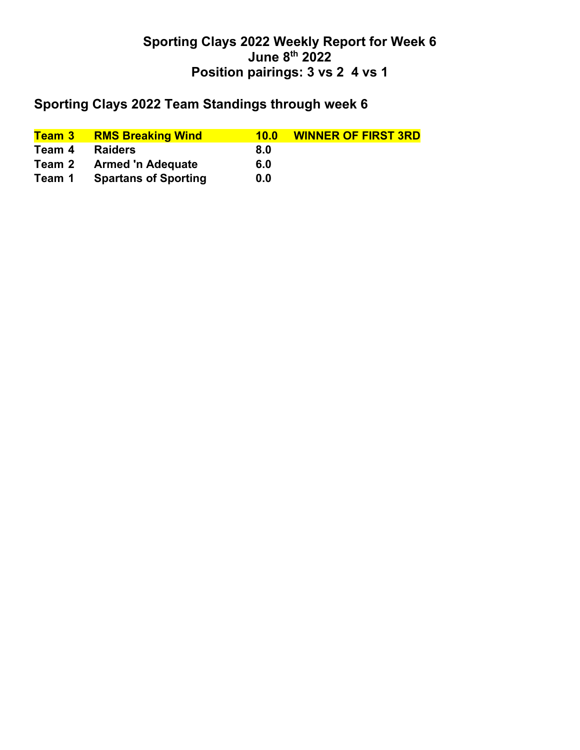# Sporting Clays 2022 Weekly Report for Week 6
## June 8th 2022
## Position pairings: 3 vs 2  4 vs 1

## Sporting Clays 2022 Team Standings through week 6

| | | | |
|---|---|---|---|
| **Team 3** | **RMS Breaking Wind** | **10.0** | **WINNER OF FIRST 3RD** |
| **Team 4** | **Raiders** | **8.0** | |
| **Team 2** | **Armed 'n Adequate** | **6.0** | |
| **Team 1** | **Spartans of Sporting** | **0.0** | |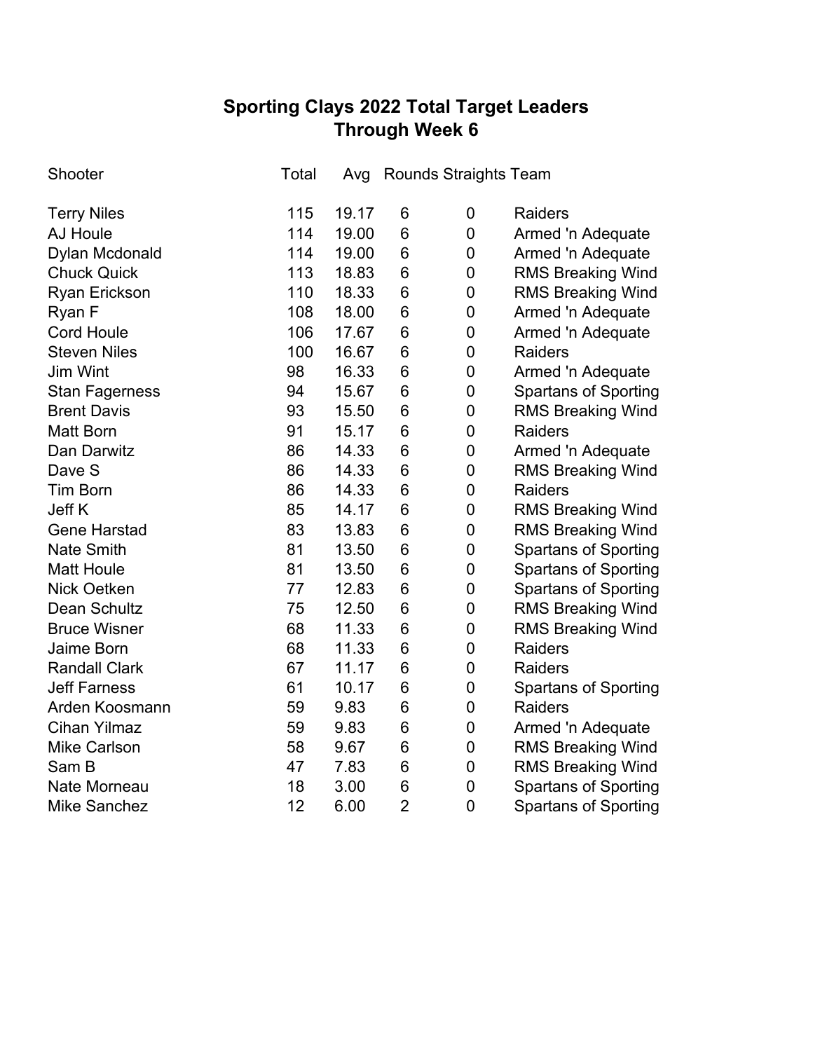# Sporting Clays 2022 Total Target Leaders
## Through Week 6

| Shooter | Total | Avg | Rounds | Straights | Team |
|---|---|---|---|---|---|
| Terry Niles | 115 | 19.17 | 6 | 0 | Raiders |
| AJ Houle | 114 | 19.00 | 6 | 0 | Armed 'n Adequate |
| Dylan Mcdonald | 114 | 19.00 | 6 | 0 | Armed 'n Adequate |
| Chuck Quick | 113 | 18.83 | 6 | 0 | RMS Breaking Wind |
| Ryan Erickson | 110 | 18.33 | 6 | 0 | RMS Breaking Wind |
| Ryan F | 108 | 18.00 | 6 | 0 | Armed 'n Adequate |
| Cord Houle | 106 | 17.67 | 6 | 0 | Armed 'n Adequate |
| Steven Niles | 100 | 16.67 | 6 | 0 | Raiders |
| Jim Wint | 98 | 16.33 | 6 | 0 | Armed 'n Adequate |
| Stan Fagerness | 94 | 15.67 | 6 | 0 | Spartans of Sporting |
| Brent Davis | 93 | 15.50 | 6 | 0 | RMS Breaking Wind |
| Matt Born | 91 | 15.17 | 6 | 0 | Raiders |
| Dan Darwitz | 86 | 14.33 | 6 | 0 | Armed 'n Adequate |
| Dave S | 86 | 14.33 | 6 | 0 | RMS Breaking Wind |
| Tim Born | 86 | 14.33 | 6 | 0 | Raiders |
| Jeff K | 85 | 14.17 | 6 | 0 | RMS Breaking Wind |
| Gene Harstad | 83 | 13.83 | 6 | 0 | RMS Breaking Wind |
| Nate Smith | 81 | 13.50 | 6 | 0 | Spartans of Sporting |
| Matt Houle | 81 | 13.50 | 6 | 0 | Spartans of Sporting |
| Nick Oetken | 77 | 12.83 | 6 | 0 | Spartans of Sporting |
| Dean Schultz | 75 | 12.50 | 6 | 0 | RMS Breaking Wind |
| Bruce Wisner | 68 | 11.33 | 6 | 0 | RMS Breaking Wind |
| Jaime Born | 68 | 11.33 | 6 | 0 | Raiders |
| Randall Clark | 67 | 11.17 | 6 | 0 | Raiders |
| Jeff Farness | 61 | 10.17 | 6 | 0 | Spartans of Sporting |
| Arden Koosmann | 59 | 9.83 | 6 | 0 | Raiders |
| Cihan Yilmaz | 59 | 9.83 | 6 | 0 | Armed 'n Adequate |
| Mike Carlson | 58 | 9.67 | 6 | 0 | RMS Breaking Wind |
| Sam B | 47 | 7.83 | 6 | 0 | RMS Breaking Wind |
| Nate Morneau | 18 | 3.00 | 6 | 0 | Spartans of Sporting |
| Mike Sanchez | 12 | 6.00 | 2 | 0 | Spartans of Sporting |